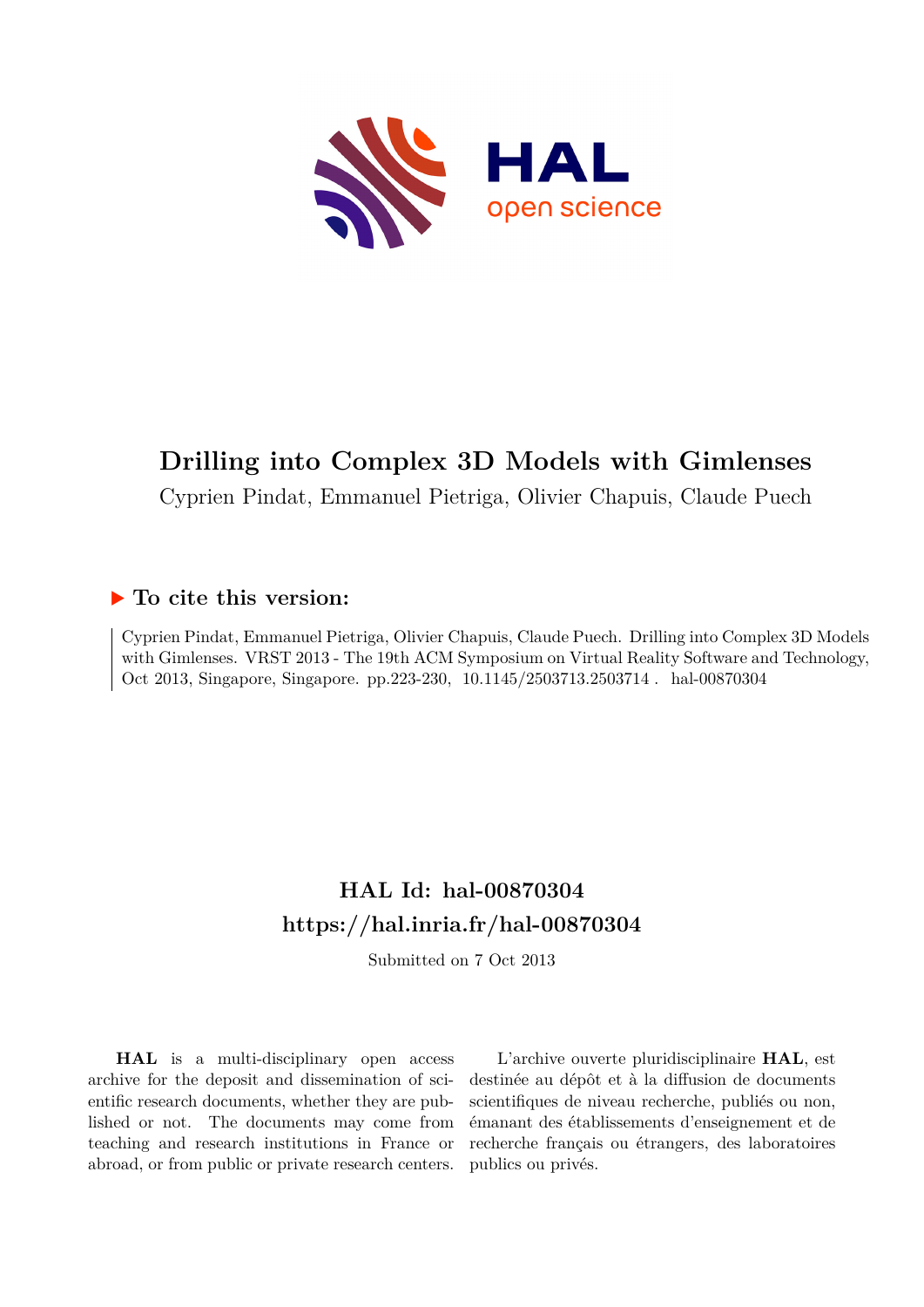# Drilling into Complex 3D Models with Gimlenses

Cyprien Pindat, Emmanuel Pietriga, Olivier Chapuis, Claude Puech

## ▶ To cite this version:

Cyprien Pindat, Emmanuel Pietriga, Olivier Chapuis, Claude Puech. Drilling into Complex 3D Models with Gimlenses. VRST 2013 - The 19th ACM Symposium on Virtual Reality Software and Technology, Oct 2013, Singapore, Singapore. pp.223-230, 10.1145/2503713.2503714 . hal-00870304

## HAL Id: hal-00870304
## https://hal.inria.fr/hal-00870304

Submitted on 7 Oct 2013

**HAL** is a multi-disciplinary open access archive for the deposit and dissemination of scientific research documents, whether they are published or not. The documents may come from teaching and research institutions in France or abroad, or from public or private research centers.

L'archive ouverte pluridisciplinaire **HAL**, est destinée au dépôt et à la diffusion de documents scientifiques de niveau recherche, publiés ou non, émanant des établissements d'enseignement et de recherche français ou étrangers, des laboratoires publics ou privés.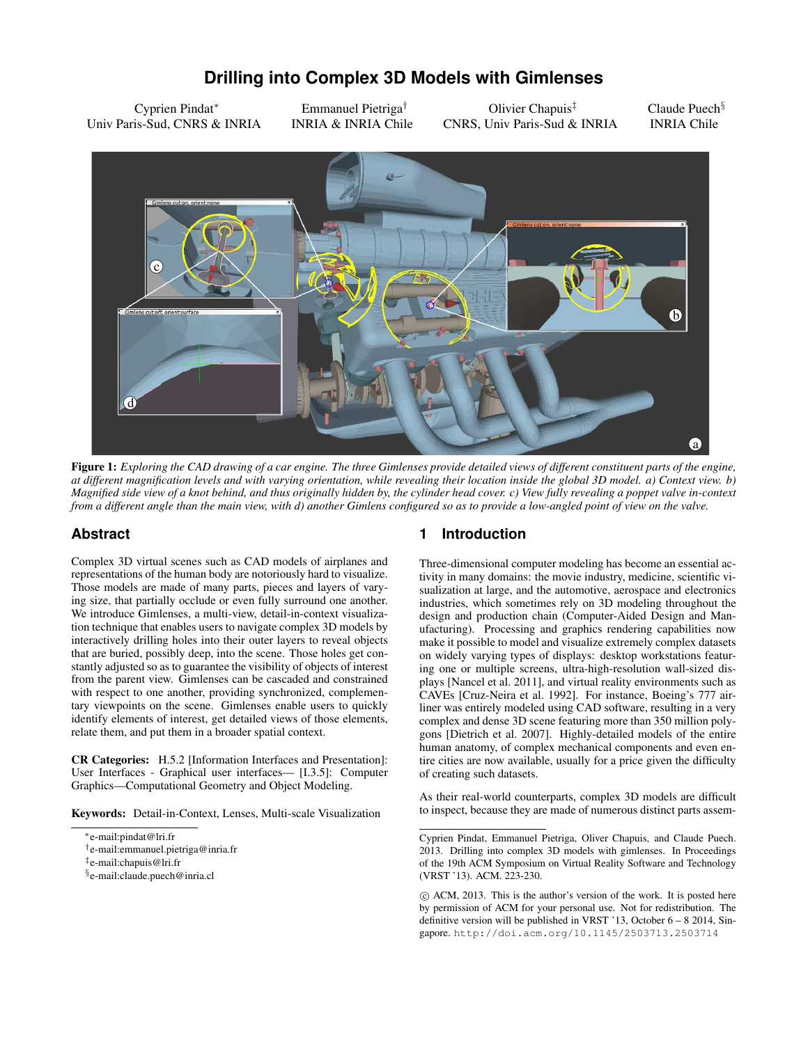# Drilling into Complex 3D Models with Gimlenses

Cyprien Pindat*
Univ Paris-Sud, CNRS & INRIA

Emmanuel Pietriga†
INRIA & INRIA Chile

Olivier Chapuis‡
CNRS, Univ Paris-Sud & INRIA

Claude Puech§
INRIA Chile

**Figure 1:** *Exploring the CAD drawing of a car engine. The three Gimlenses provide detailed views of different constituent parts of the engine, at different magnification levels and with varying orientation, while revealing their location inside the global 3D model. a) Context view. b) Magnified side view of a knot behind, and thus originally hidden by, the cylinder head cover. c) View fully revealing a poppet valve in-context from a different angle than the main view, with d) another Gimlens configured so as to provide a low-angled point of view on the valve.*

## Abstract

Complex 3D virtual scenes such as CAD models of airplanes and representations of the human body are notoriously hard to visualize. Those models are made of many parts, pieces and layers of varying size, that partially occlude or even fully surround one another. We introduce Gimlenses, a multi-view, detail-in-context visualization technique that enables users to navigate complex 3D models by interactively drilling holes into their outer layers to reveal objects that are buried, possibly deep, into the scene. Those holes get constantly adjusted so as to guarantee the visibility of objects of interest from the parent view. Gimlenses can be cascaded and constrained with respect to one another, providing synchronized, complementary viewpoints on the scene. Gimlenses enable users to quickly identify elements of interest, get detailed views of those elements, relate them, and put them in a broader spatial context.

**CR Categories:** H.5.2 [Information Interfaces and Presentation]: User Interfaces - Graphical user interfaces— [I.3.5]: Computer Graphics—Computational Geometry and Object Modeling.

**Keywords:** Detail-in-Context, Lenses, Multi-scale Visualization

*e-mail:pindat@lri.fr
†e-mail:emmanuel.pietriga@inria.fr
‡e-mail:chapuis@lri.fr
§e-mail:claude.puech@inria.cl

## 1 Introduction

Three-dimensional computer modeling has become an essential activity in many domains: the movie industry, medicine, scientific visualization at large, and the automotive, aerospace and electronics industries, which sometimes rely on 3D modeling throughout the design and production chain (Computer-Aided Design and Manufacturing). Processing and graphics rendering capabilities now make it possible to model and visualize extremely complex datasets on widely varying types of displays: desktop workstations featuring one or multiple screens, ultra-high-resolution wall-sized displays [Nancel et al. 2011], and virtual reality environments such as CAVEs [Cruz-Neira et al. 1992]. For instance, Boeing's 777 airliner was entirely modeled using CAD software, resulting in a very complex and dense 3D scene featuring more than 350 million polygons [Dietrich et al. 2007]. Highly-detailed models of the entire human anatomy, of complex mechanical components and even entire cities are now available, usually for a price given the difficulty of creating such datasets.

As their real-world counterparts, complex 3D models are difficult to inspect, because they are made of numerous distinct parts assem-

Cyprien Pindat, Emmanuel Pietriga, Oliver Chapuis, and Claude Puech. 2013. Drilling into complex 3D models with gimlenses. In Proceedings of the 19th ACM Symposium on Virtual Reality Software and Technology (VRST '13). ACM. 223-230.

© ACM, 2013. This is the author's version of the work. It is posted here by permission of ACM for your personal use. Not for redistribution. The definitive version will be published in VRST '13, October 6 – 8 2014, Singapore. http://doi.acm.org/10.1145/2503713.2503714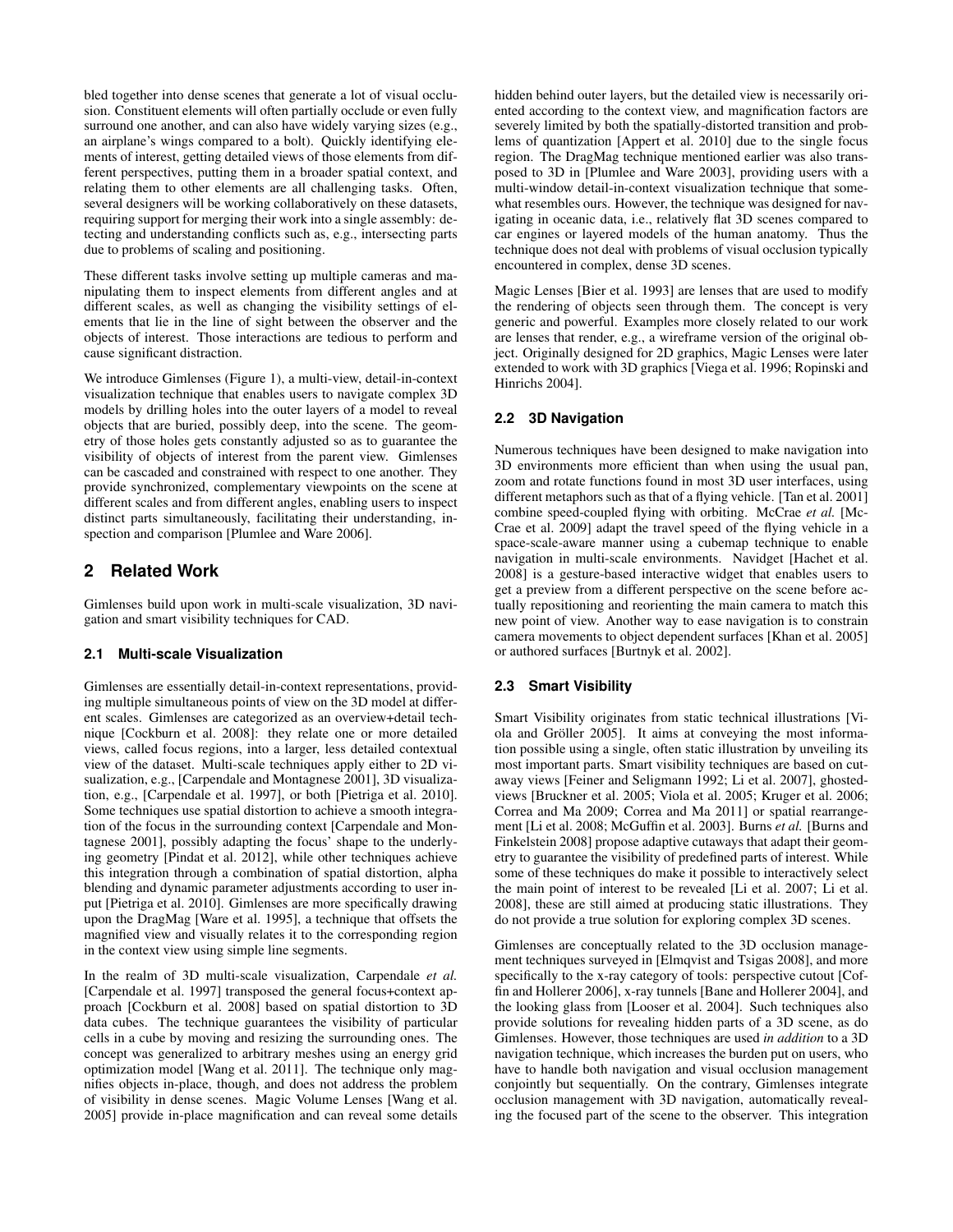bled together into dense scenes that generate a lot of visual occlusion. Constituent elements will often partially occlude or even fully surround one another, and can also have widely varying sizes (e.g., an airplane's wings compared to a bolt). Quickly identifying elements of interest, getting detailed views of those elements from different perspectives, putting them in a broader spatial context, and relating them to other elements are all challenging tasks. Often, several designers will be working collaboratively on these datasets, requiring support for merging their work into a single assembly: detecting and understanding conflicts such as, e.g., intersecting parts due to problems of scaling and positioning.

These different tasks involve setting up multiple cameras and manipulating them to inspect elements from different angles and at different scales, as well as changing the visibility settings of elements that lie in the line of sight between the observer and the objects of interest. Those interactions are tedious to perform and cause significant distraction.

We introduce Gimlenses (Figure 1), a multi-view, detail-in-context visualization technique that enables users to navigate complex 3D models by drilling holes into the outer layers of a model to reveal objects that are buried, possibly deep, into the scene. The geometry of those holes gets constantly adjusted so as to guarantee the visibility of objects of interest from the parent view. Gimlenses can be cascaded and constrained with respect to one another. They provide synchronized, complementary viewpoints on the scene at different scales and from different angles, enabling users to inspect distinct parts simultaneously, facilitating their understanding, inspection and comparison [Plumlee and Ware 2006].

## 2 Related Work

Gimlenses build upon work in multi-scale visualization, 3D navigation and smart visibility techniques for CAD.

### 2.1 Multi-scale Visualization

Gimlenses are essentially detail-in-context representations, providing multiple simultaneous points of view on the 3D model at different scales. Gimlenses are categorized as an overview+detail technique [Cockburn et al. 2008]: they relate one or more detailed views, called focus regions, into a larger, less detailed contextual view of the dataset. Multi-scale techniques apply either to 2D visualization, e.g., [Carpendale and Montagnese 2001], 3D visualization, e.g., [Carpendale et al. 1997], or both [Pietriga et al. 2010]. Some techniques use spatial distortion to achieve a smooth integration of the focus in the surrounding context [Carpendale and Montagnese 2001], possibly adapting the focus' shape to the underlying geometry [Pindat et al. 2012], while other techniques achieve this integration through a combination of spatial distortion, alpha blending and dynamic parameter adjustments according to user input [Pietriga et al. 2010]. Gimlenses are more specifically drawing upon the DragMag [Ware et al. 1995], a technique that offsets the magnified view and visually relates it to the corresponding region in the context view using simple line segments.

In the realm of 3D multi-scale visualization, Carpendale *et al.* [Carpendale et al. 1997] transposed the general focus+context approach [Cockburn et al. 2008] based on spatial distortion to 3D data cubes. The technique guarantees the visibility of particular cells in a cube by moving and resizing the surrounding ones. The concept was generalized to arbitrary meshes using an energy grid optimization model [Wang et al. 2011]. The technique only magnifies objects in-place, though, and does not address the problem of visibility in dense scenes. Magic Volume Lenses [Wang et al. 2005] provide in-place magnification and can reveal some details hidden behind outer layers, but the detailed view is necessarily oriented according to the context view, and magnification factors are severely limited by both the spatially-distorted transition and problems of quantization [Appert et al. 2010] due to the single focus region. The DragMag technique mentioned earlier was also transposed to 3D in [Plumlee and Ware 2003], providing users with a multi-window detail-in-context visualization technique that somewhat resembles ours. However, the technique was designed for navigating in oceanic data, i.e., relatively flat 3D scenes compared to car engines or layered models of the human anatomy. Thus the technique does not deal with problems of visual occlusion typically encountered in complex, dense 3D scenes.

Magic Lenses [Bier et al. 1993] are lenses that are used to modify the rendering of objects seen through them. The concept is very generic and powerful. Examples more closely related to our work are lenses that render, e.g., a wireframe version of the original object. Originally designed for 2D graphics, Magic Lenses were later extended to work with 3D graphics [Viega et al. 1996; Ropinski and Hinrichs 2004].

### 2.2 3D Navigation

Numerous techniques have been designed to make navigation into 3D environments more efficient than when using the usual pan, zoom and rotate functions found in most 3D user interfaces, using different metaphors such as that of a flying vehicle. [Tan et al. 2001] combine speed-coupled flying with orbiting. McCrae *et al.* [McCrae et al. 2009] adapt the travel speed of the flying vehicle in a space-scale-aware manner using a cubemap technique to enable navigation in multi-scale environments. Navidget [Hachet et al. 2008] is a gesture-based interactive widget that enables users to get a preview from a different perspective on the scene before actually repositioning and reorienting the main camera to match this new point of view. Another way to ease navigation is to constrain camera movements to object dependent surfaces [Khan et al. 2005] or authored surfaces [Burtnyk et al. 2002].

### 2.3 Smart Visibility

Smart Visibility originates from static technical illustrations [Viola and Gröller 2005]. It aims at conveying the most information possible using a single, often static illustration by unveiling its most important parts. Smart visibility techniques are based on cutaway views [Feiner and Seligmann 1992; Li et al. 2007], ghosted-views [Bruckner et al. 2005; Viola et al. 2005; Kruger et al. 2006; Correa and Ma 2009; Correa and Ma 2011] or spatial rearrangement [Li et al. 2008; McGuffin et al. 2003]. Burns *et al.* [Burns and Finkelstein 2008] propose adaptive cutaways that adapt their geometry to guarantee the visibility of predefined parts of interest. While some of these techniques do make it possible to interactively select the main point of interest to be revealed [Li et al. 2007; Li et al. 2008], these are still aimed at producing static illustrations. They do not provide a true solution for exploring complex 3D scenes.

Gimlenses are conceptually related to the 3D occlusion management techniques surveyed in [Elmqvist and Tsigas 2008], and more specifically to the x-ray category of tools: perspective cutout [Coffin and Hollerer 2006], x-ray tunnels [Bane and Hollerer 2004], and the looking glass from [Looser et al. 2004]. Such techniques also provide solutions for revealing hidden parts of a 3D scene, as do Gimlenses. However, those techniques are used *in addition* to a 3D navigation technique, which increases the burden put on users, who have to handle both navigation and visual occlusion management conjointly but sequentially. On the contrary, Gimlenses integrate occlusion management with 3D navigation, automatically revealing the focused part of the scene to the observer. This integration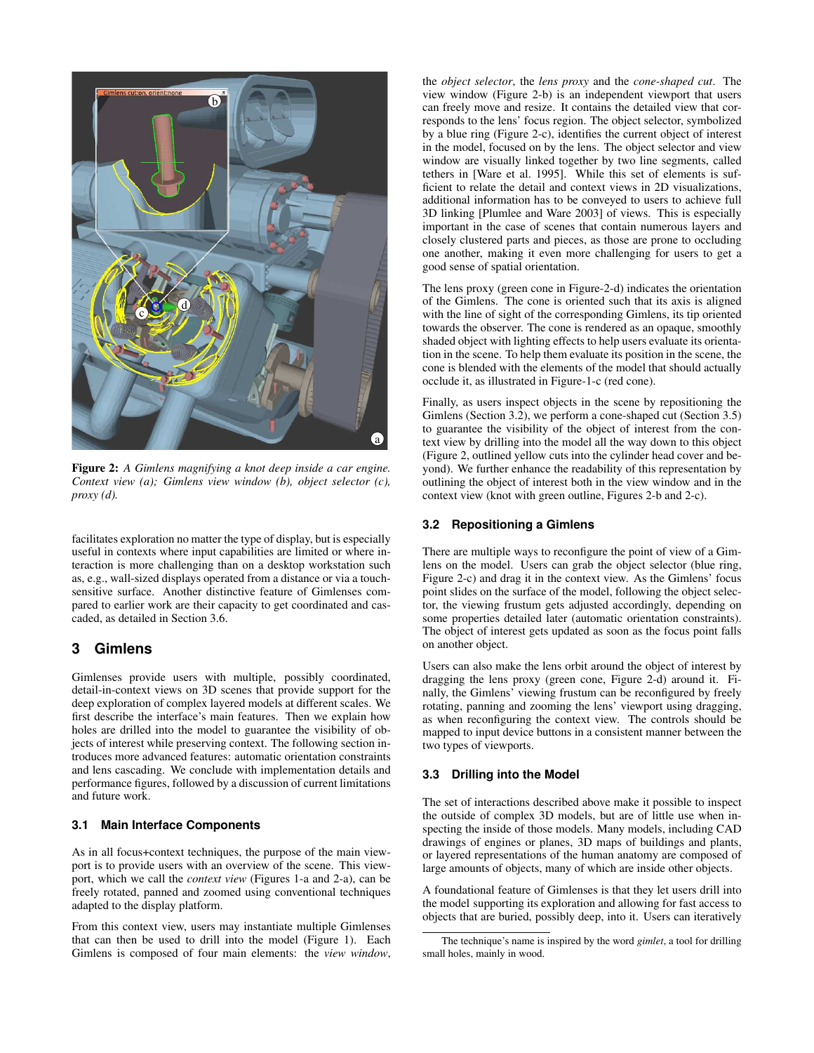**Figure 2:** *A Gimlens magnifying a knot deep inside a car engine. Context view (a); Gimlens view window (b), object selector (c), proxy (d).*

facilitates exploration no matter the type of display, but is especially useful in contexts where input capabilities are limited or where interaction is more challenging than on a desktop workstation such as, e.g., wall-sized displays operated from a distance or via a touch-sensitive surface. Another distinctive feature of Gimlenses compared to earlier work are their capacity to get coordinated and cascaded, as detailed in Section 3.6.

## 3 Gimlens

Gimlenses provide users with multiple, possibly coordinated, detail-in-context views on 3D scenes that provide support for the deep exploration of complex layered models at different scales. We first describe the interface's main features. Then we explain how holes are drilled into the model to guarantee the visibility of objects of interest while preserving context. The following section introduces more advanced features: automatic orientation constraints and lens cascading. We conclude with implementation details and performance figures, followed by a discussion of current limitations and future work.

### 3.1 Main Interface Components

As in all focus+context techniques, the purpose of the main viewport is to provide users with an overview of the scene. This viewport, which we call the *context view* (Figures 1-a and 2-a), can be freely rotated, panned and zoomed using conventional techniques adapted to the display platform.

From this context view, users may instantiate multiple Gimlenses that can then be used to drill into the model (Figure 1). Each Gimlens is composed of four main elements: the *view window*, the *object selector*, the *lens proxy* and the *cone-shaped cut*. The view window (Figure 2-b) is an independent viewport that users can freely move and resize. It contains the detailed view that corresponds to the lens' focus region. The object selector, symbolized by a blue ring (Figure 2-c), identifies the current object of interest in the model, focused on by the lens. The object selector and view window are visually linked together by two line segments, called tethers in [Ware et al. 1995]. While this set of elements is sufficient to relate the detail and context views in 2D visualizations, additional information has to be conveyed to users to achieve full 3D linking [Plumlee and Ware 2003] of views. This is especially important in the case of scenes that contain numerous layers and closely clustered parts and pieces, as those are prone to occluding one another, making it even more challenging for users to get a good sense of spatial orientation.

The lens proxy (green cone in Figure-2-d) indicates the orientation of the Gimlens. The cone is oriented such that its axis is aligned with the line of sight of the corresponding Gimlens, its tip oriented towards the observer. The cone is rendered as an opaque, smoothly shaded object with lighting effects to help users evaluate its orientation in the scene. To help them evaluate its position in the scene, the cone is blended with the elements of the model that should actually occlude it, as illustrated in Figure-1-c (red cone).

Finally, as users inspect objects in the scene by repositioning the Gimlens (Section 3.2), we perform a cone-shaped cut (Section 3.5) to guarantee the visibility of the object of interest from the context view by drilling into the model all the way down to this object (Figure 2, outlined yellow cuts into the cylinder head cover and beyond). We further enhance the readability of this representation by outlining the object of interest both in the view window and in the context view (knot with green outline, Figures 2-b and 2-c).

### 3.2 Repositioning a Gimlens

There are multiple ways to reconfigure the point of view of a Gimlens on the model. Users can grab the object selector (blue ring, Figure 2-c) and drag it in the context view. As the Gimlens' focus point slides on the surface of the model, following the object selector, the viewing frustum gets adjusted accordingly, depending on some properties detailed later (automatic orientation constraints). The object of interest gets updated as soon as the focus point falls on another object.

Users can also make the lens orbit around the object of interest by dragging the lens proxy (green cone, Figure 2-d) around it. Finally, the Gimlens' viewing frustum can be reconfigured by freely rotating, panning and zooming the lens' viewport using dragging, as when reconfiguring the context view. The controls should be mapped to input device buttons in a consistent manner between the two types of viewports.

### 3.3 Drilling into the Model

The set of interactions described above make it possible to inspect the outside of complex 3D models, but are of little use when inspecting the inside of those models. Many models, including CAD drawings of engines or planes, 3D maps of buildings and plants, or layered representations of the human anatomy are composed of large amounts of objects, many of which are inside other objects.

A foundational feature of Gimlenses is that they let users drill into the model supporting its exploration and allowing for fast access to objects that are buried, possibly deep, into it. Users can iteratively

The technique's name is inspired by the word *gimlet*, a tool for drilling small holes, mainly in wood.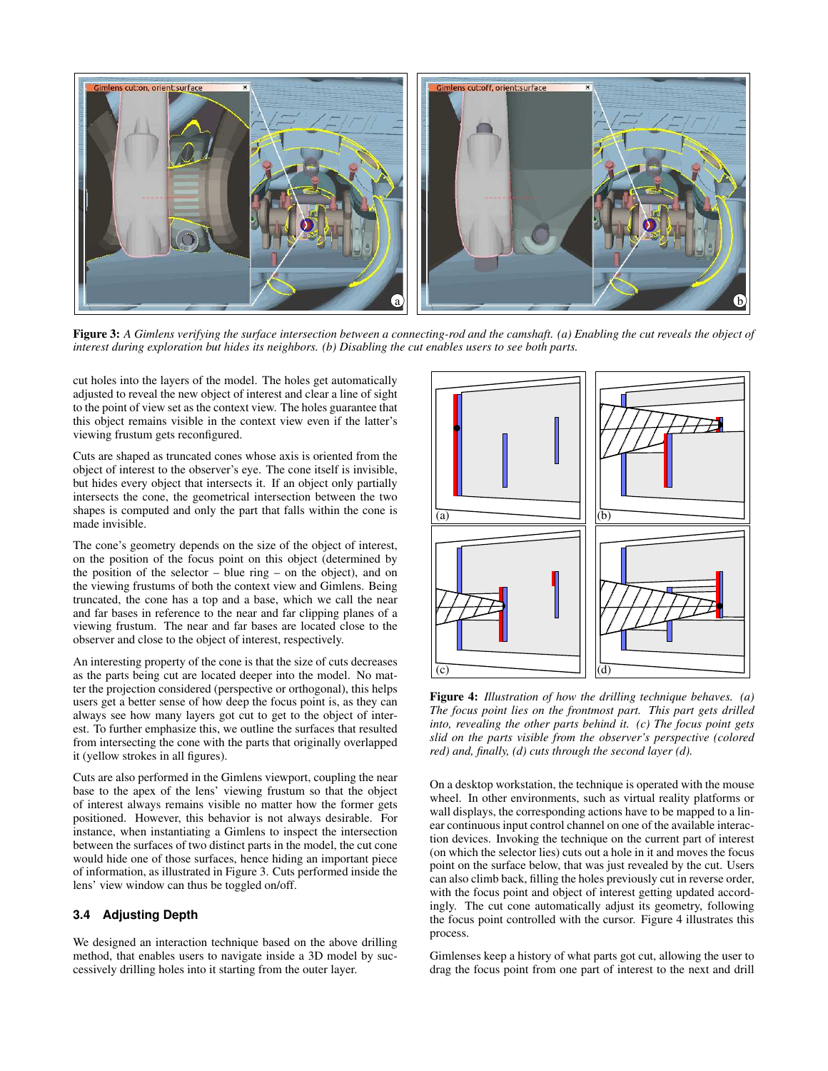Gimlens cut:on, orient:surface

a

Gimlens cut:off, orient:surface

b

**Figure 3:** *A Gimlens verifying the surface intersection between a connecting-rod and the camshaft. (a) Enabling the cut reveals the object of interest during exploration but hides its neighbors. (b) Disabling the cut enables users to see both parts.*

cut holes into the layers of the model. The holes get automatically adjusted to reveal the new object of interest and clear a line of sight to the point of view set as the context view. The holes guarantee that this object remains visible in the context view even if the latter's viewing frustum gets reconfigured.

Cuts are shaped as truncated cones whose axis is oriented from the object of interest to the observer's eye. The cone itself is invisible, but hides every object that intersects it. If an object only partially intersects the cone, the geometrical intersection between the two shapes is computed and only the part that falls within the cone is made invisible.

The cone's geometry depends on the size of the object of interest, on the position of the focus point on this object (determined by the position of the selector – blue ring – on the object), and on the viewing frustums of both the context view and Gimlens. Being truncated, the cone has a top and a base, which we call the near and far bases in reference to the near and far clipping planes of a viewing frustum. The near and far bases are located close to the observer and close to the object of interest, respectively.

An interesting property of the cone is that the size of cuts decreases as the parts being cut are located deeper into the model. No matter the projection considered (perspective or orthogonal), this helps users get a better sense of how deep the focus point is, as they can always see how many layers got cut to get to the object of interest. To further emphasize this, we outline the surfaces that resulted from intersecting the cone with the parts that originally overlapped it (yellow strokes in all figures).

Cuts are also performed in the Gimlens viewport, coupling the near base to the apex of the lens' viewing frustum so that the object of interest always remains visible no matter how the former gets positioned. However, this behavior is not always desirable. For instance, when instantiating a Gimlens to inspect the intersection between the surfaces of two distinct parts in the model, the cut cone would hide one of those surfaces, hence hiding an important piece of information, as illustrated in Figure 3. Cuts performed inside the lens' view window can thus be toggled on/off.

### 3.4 Adjusting Depth

We designed an interaction technique based on the above drilling method, that enables users to navigate inside a 3D model by successively drilling holes into it starting from the outer layer.

(a)

(b)

(c)

(d)

**Figure 4:** *Illustration of how the drilling technique behaves. (a) The focus point lies on the frontmost part. This part gets drilled into, revealing the other parts behind it. (c) The focus point gets slid on the parts visible from the observer's perspective (colored red) and, finally, (d) cuts through the second layer (d).*

On a desktop workstation, the technique is operated with the mouse wheel. In other environments, such as virtual reality platforms or wall displays, the corresponding actions have to be mapped to a linear continuous input control channel on one of the available interaction devices. Invoking the technique on the current part of interest (on which the selector lies) cuts out a hole in it and moves the focus point on the surface below, that was just revealed by the cut. Users can also climb back, filling the holes previously cut in reverse order, with the focus point and object of interest getting updated accordingly. The cut cone automatically adjust its geometry, following the focus point controlled with the cursor. Figure 4 illustrates this process.

Gimlenses keep a history of what parts got cut, allowing the user to drag the focus point from one part of interest to the next and drill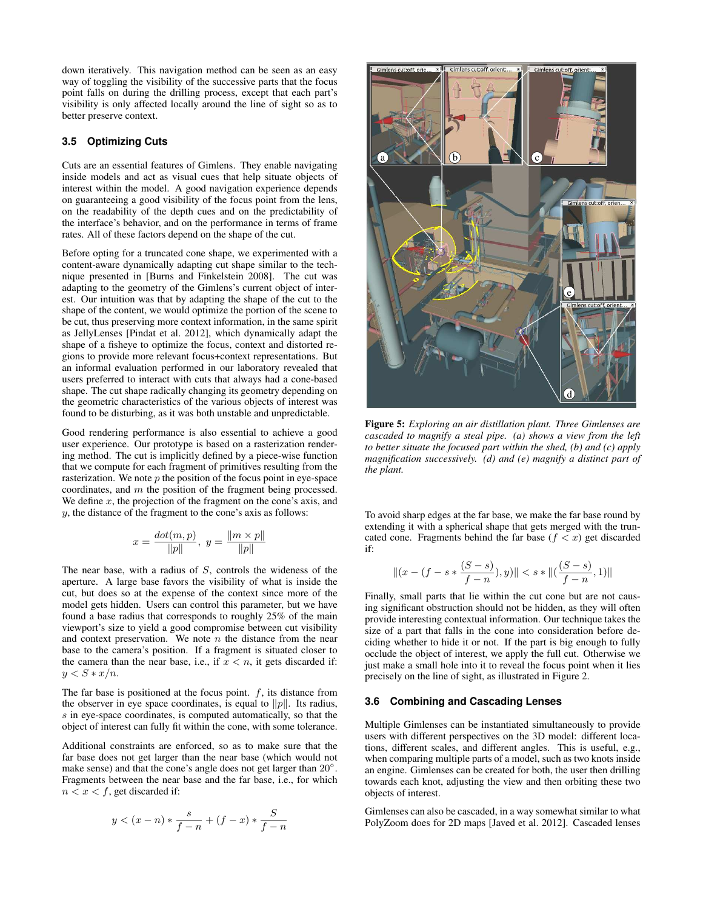down iteratively. This navigation method can be seen as an easy way of toggling the visibility of the successive parts that the focus point falls on during the drilling process, except that each part's visibility is only affected locally around the line of sight so as to better preserve context.

### 3.5 Optimizing Cuts

Cuts are an essential features of Gimlens. They enable navigating inside models and act as visual cues that help situate objects of interest within the model. A good navigation experience depends on guaranteeing a good visibility of the focus point from the lens, on the readability of the depth cues and on the predictability of the interface's behavior, and on the performance in terms of frame rates. All of these factors depend on the shape of the cut.

Before opting for a truncated cone shape, we experimented with a content-aware dynamically adapting cut shape similar to the technique presented in [Burns and Finkelstein 2008]. The cut was adapting to the geometry of the Gimlens's current object of interest. Our intuition was that by adapting the shape of the cut to the shape of the content, we would optimize the portion of the scene to be cut, thus preserving more context information, in the same spirit as JellyLenses [Pindat et al. 2012], which dynamically adapt the shape of a fisheye to optimize the focus, context and distorted regions to provide more relevant focus+context representations. But an informal evaluation performed in our laboratory revealed that users preferred to interact with cuts that always had a cone-based shape. The cut shape radically changing its geometry depending on the geometric characteristics of the various objects of interest was found to be disturbing, as it was both unstable and unpredictable.

Good rendering performance is also essential to achieve a good user experience. Our prototype is based on a rasterization rendering method. The cut is implicitly defined by a piece-wise function that we compute for each fragment of primitives resulting from the rasterization. We note $p$ the position of the focus point in eye-space coordinates, and $m$ the position of the fragment being processed. We define $x$, the projection of the fragment on the cone's axis, and $y$, the distance of the fragment to the cone's axis as follows:

$$x = \frac{dot(m,p)}{\|p\|},\ y = \frac{\|m \times p\|}{\|p\|}$$

The near base, with a radius of $S$, controls the wideness of the aperture. A large base favors the visibility of what is inside the cut, but does so at the expense of the context since more of the model gets hidden. Users can control this parameter, but we have found a base radius that corresponds to roughly 25% of the main viewport's size to yield a good compromise between cut visibility and context preservation. We note $n$ the distance from the near base to the camera's position. If a fragment is situated closer to the camera than the near base, i.e., if $x < n$, it gets discarded if: $y < S * x/n$.

The far base is positioned at the focus point. $f$, its distance from the observer in eye space coordinates, is equal to $\|p\|$. Its radius, $s$ in eye-space coordinates, is computed automatically, so that the object of interest can fully fit within the cone, with some tolerance.

Additional constraints are enforced, so as to make sure that the far base does not get larger than the near base (which would not make sense) and that the cone's angle does not get larger than $20^\circ$. Fragments between the near base and the far base, i.e., for which $n < x < f$, get discarded if:

$$y < (x-n) * \frac{s}{f-n} + (f-x) * \frac{S}{f-n}$$

Figure 5: *Exploring an air distillation plant. Three Gimlenses are cascaded to magnify a steal pipe. (a) shows a view from the left to better situate the focused part within the shed, (b) and (c) apply magnification successively. (d) and (e) magnify a distinct part of the plant.*

To avoid sharp edges at the far base, we make the far base round by extending it with a spherical shape that gets merged with the truncated cone. Fragments behind the far base ($f < x$) get discarded if:

$$\|(x - (f - s * \frac{(S-s)}{f-n}), y)\| < s * \|(\frac{(S-s)}{f-n}, 1)\|$$

Finally, small parts that lie within the cut cone but are not causing significant obstruction should not be hidden, as they will often provide interesting contextual information. Our technique takes the size of a part that falls in the cone into consideration before deciding whether to hide it or not. If the part is big enough to fully occlude the object of interest, we apply the full cut. Otherwise we just make a small hole into it to reveal the focus point when it lies precisely on the line of sight, as illustrated in Figure 2.

### 3.6 Combining and Cascading Lenses

Multiple Gimlenses can be instantiated simultaneously to provide users with different perspectives on the 3D model: different locations, different scales, and different angles. This is useful, e.g., when comparing multiple parts of a model, such as two knots inside an engine. Gimlenses can be created for both, the user then drilling towards each knot, adjusting the view and then orbiting these two objects of interest.

Gimlenses can also be cascaded, in a way somewhat similar to what PolyZoom does for 2D maps [Javed et al. 2012]. Cascaded lenses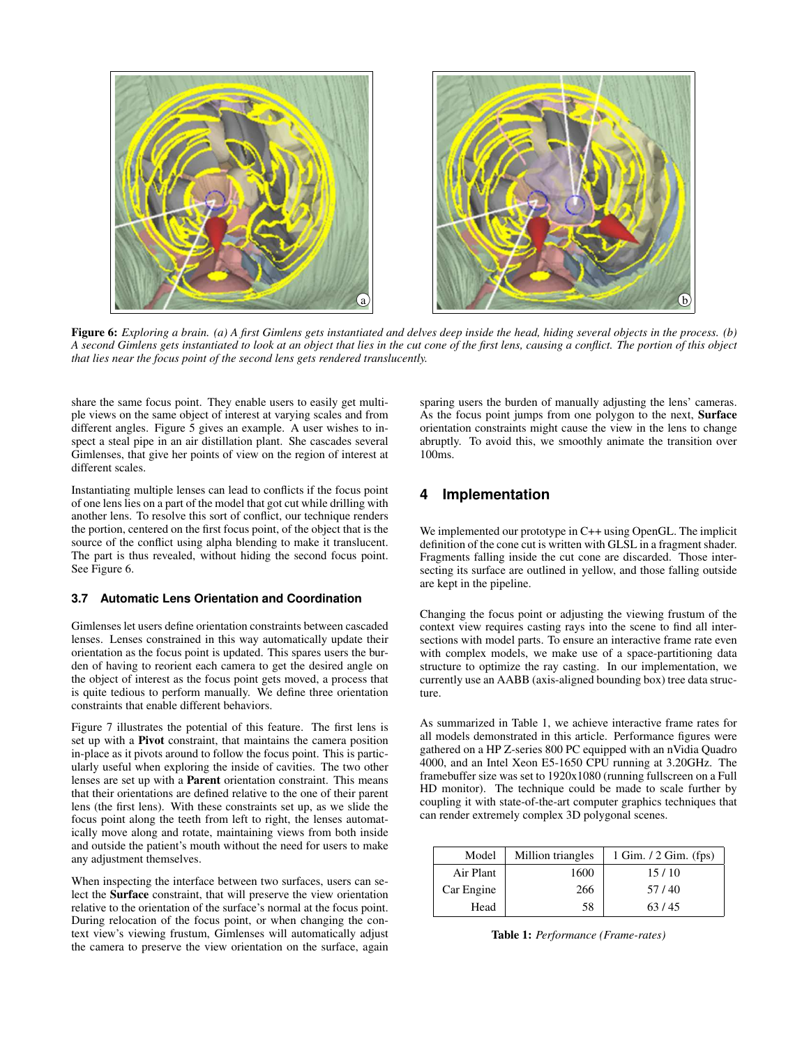**Figure 6:** *Exploring a brain. (a) A first Gimlens gets instantiated and delves deep inside the head, hiding several objects in the process. (b) A second Gimlens gets instantiated to look at an object that lies in the cut cone of the first lens, causing a conflict. The portion of this object that lies near the focus point of the second lens gets rendered translucently.*

share the same focus point. They enable users to easily get multiple views on the same object of interest at varying scales and from different angles. Figure 5 gives an example. A user wishes to inspect a steal pipe in an air distillation plant. She cascades several Gimlenses, that give her points of view on the region of interest at different scales.

Instantiating multiple lenses can lead to conflicts if the focus point of one lens lies on a part of the model that got cut while drilling with another lens. To resolve this sort of conflict, our technique renders the portion, centered on the first focus point, of the object that is the source of the conflict using alpha blending to make it translucent. The part is thus revealed, without hiding the second focus point. See Figure 6.

### 3.7 Automatic Lens Orientation and Coordination

Gimlenses let users define orientation constraints between cascaded lenses. Lenses constrained in this way automatically update their orientation as the focus point is updated. This spares users the burden of having to reorient each camera to get the desired angle on the object of interest as the focus point gets moved, a process that is quite tedious to perform manually. We define three orientation constraints that enable different behaviors.

Figure 7 illustrates the potential of this feature. The first lens is set up with a **Pivot** constraint, that maintains the camera position in-place as it pivots around to follow the focus point. This is particularly useful when exploring the inside of cavities. The two other lenses are set up with a **Parent** orientation constraint. This means that their orientations are defined relative to the one of their parent lens (the first lens). With these constraints set up, as we slide the focus point along the teeth from left to right, the lenses automatically move along and rotate, maintaining views from both inside and outside the patient's mouth without the need for users to make any adjustment themselves.

When inspecting the interface between two surfaces, users can select the **Surface** constraint, that will preserve the view orientation relative to the orientation of the surface's normal at the focus point. During relocation of the focus point, or when changing the context view's viewing frustum, Gimlenses will automatically adjust the camera to preserve the view orientation on the surface, again sparing users the burden of manually adjusting the lens' cameras. As the focus point jumps from one polygon to the next, **Surface** orientation constraints might cause the view in the lens to change abruptly. To avoid this, we smoothly animate the transition over 100ms.

## 4 Implementation

We implemented our prototype in C++ using OpenGL. The implicit definition of the cone cut is written with GLSL in a fragment shader. Fragments falling inside the cut cone are discarded. Those intersecting its surface are outlined in yellow, and those falling outside are kept in the pipeline.

Changing the focus point or adjusting the viewing frustum of the context view requires casting rays into the scene to find all intersections with model parts. To ensure an interactive frame rate even with complex models, we make use of a space-partitioning data structure to optimize the ray casting. In our implementation, we currently use an AABB (axis-aligned bounding box) tree data structure.

As summarized in Table 1, we achieve interactive frame rates for all models demonstrated in this article. Performance figures were gathered on a HP Z-series 800 PC equipped with an nVidia Quadro 4000, and an Intel Xeon E5-1650 CPU running at 3.20GHz. The framebuffer size was set to 1920x1080 (running fullscreen on a Full HD monitor). The technique could be made to scale further by coupling it with state-of-the-art computer graphics techniques that can render extremely complex 3D polygonal scenes.

| Model | Million triangles | 1 Gim. / 2 Gim. (fps) |
|---|---|---|
| Air Plant | 1600 | 15 / 10 |
| Car Engine | 266 | 57 / 40 |
| Head | 58 | 63 / 45 |

**Table 1:** *Performance (Frame-rates)*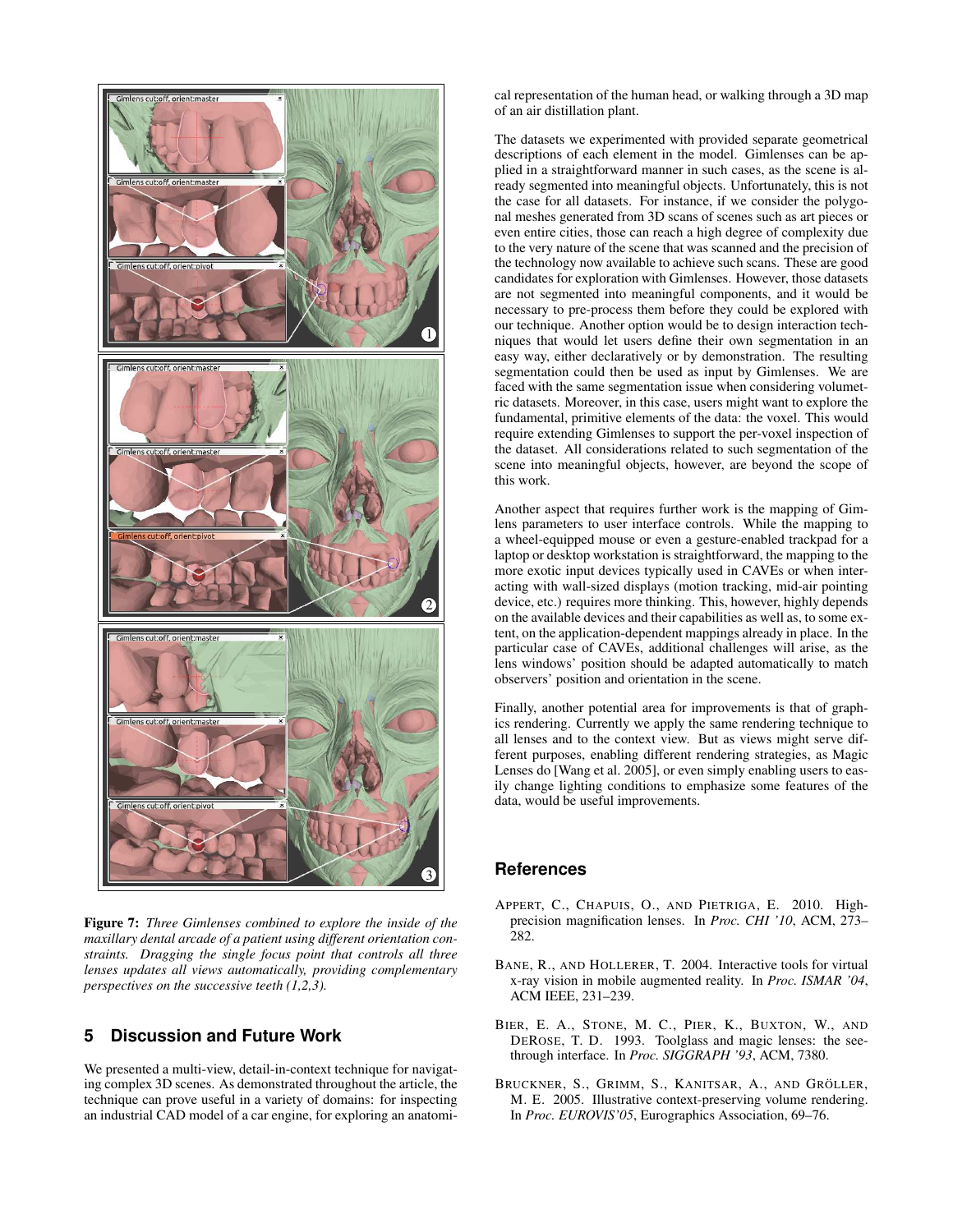Gimlens cut:off, orient:master

Gimlens cut:off, orient:master

Gimlens cut:off, orient:pivot

1

Gimlens cut:off, orient:master

Gimlens cut:off, orient:master

Gimlens cut:off, orient:pivot

2

Gimlens cut:off, orient:master

Gimlens cut:off, orient:master

Gimlens cut:off, orient:pivot

3

**Figure 7:** *Three Gimlenses combined to explore the inside of the maxillary dental arcade of a patient using different orientation constraints. Dragging the single focus point that controls all three lenses updates all views automatically, providing complementary perspectives on the successive teeth (1,2,3).*

## 5 Discussion and Future Work

We presented a multi-view, detail-in-context technique for navigating complex 3D scenes. As demonstrated throughout the article, the technique can prove useful in a variety of domains: for inspecting an industrial CAD model of a car engine, for exploring an anatomical representation of the human head, or walking through a 3D map of an air distillation plant.

The datasets we experimented with provided separate geometrical descriptions of each element in the model. Gimlenses can be applied in a straightforward manner in such cases, as the scene is already segmented into meaningful objects. Unfortunately, this is not the case for all datasets. For instance, if we consider the polygonal meshes generated from 3D scans of scenes such as art pieces or even entire cities, those can reach a high degree of complexity due to the very nature of the scene that was scanned and the precision of the technology now available to achieve such scans. These are good candidates for exploration with Gimlenses. However, those datasets are not segmented into meaningful components, and it would be necessary to pre-process them before they could be explored with our technique. Another option would be to design interaction techniques that would let users define their own segmentation in an easy way, either declaratively or by demonstration. The resulting segmentation could then be used as input by Gimlenses. We are faced with the same segmentation issue when considering volumetric datasets. Moreover, in this case, users might want to explore the fundamental, primitive elements of the data: the voxel. This would require extending Gimlenses to support the per-voxel inspection of the dataset. All considerations related to such segmentation of the scene into meaningful objects, however, are beyond the scope of this work.

Another aspect that requires further work is the mapping of Gimlens parameters to user interface controls. While the mapping to a wheel-equipped mouse or even a gesture-enabled trackpad for a laptop or desktop workstation is straightforward, the mapping to the more exotic input devices typically used in CAVEs or when interacting with wall-sized displays (motion tracking, mid-air pointing device, etc.) requires more thinking. This, however, highly depends on the available devices and their capabilities as well as, to some extent, on the application-dependent mappings already in place. In the particular case of CAVEs, additional challenges will arise, as the lens windows' position should be adapted automatically to match observers' position and orientation in the scene.

Finally, another potential area for improvements is that of graphics rendering. Currently we apply the same rendering technique to all lenses and to the context view. But as views might serve different purposes, enabling different rendering strategies, as Magic Lenses do [Wang et al. 2005], or even simply enabling users to easily change lighting conditions to emphasize some features of the data, would be useful improvements.

## References

Appert, C., Chapuis, O., and Pietriga, E. 2010. High-precision magnification lenses. In *Proc. CHI '10*, ACM, 273–282.

Bane, R., and Hollerer, T. 2004. Interactive tools for virtual x-ray vision in mobile augmented reality. In *Proc. ISMAR '04*, ACM IEEE, 231–239.

Bier, E. A., Stone, M. C., Pier, K., Buxton, W., and DeRose, T. D. 1993. Toolglass and magic lenses: the see-through interface. In *Proc. SIGGRAPH '93*, ACM, 7380.

Bruckner, S., Grimm, S., Kanitsar, A., and Gröller, M. E. 2005. Illustrative context-preserving volume rendering. In *Proc. EUROVIS'05*, Eurographics Association, 69–76.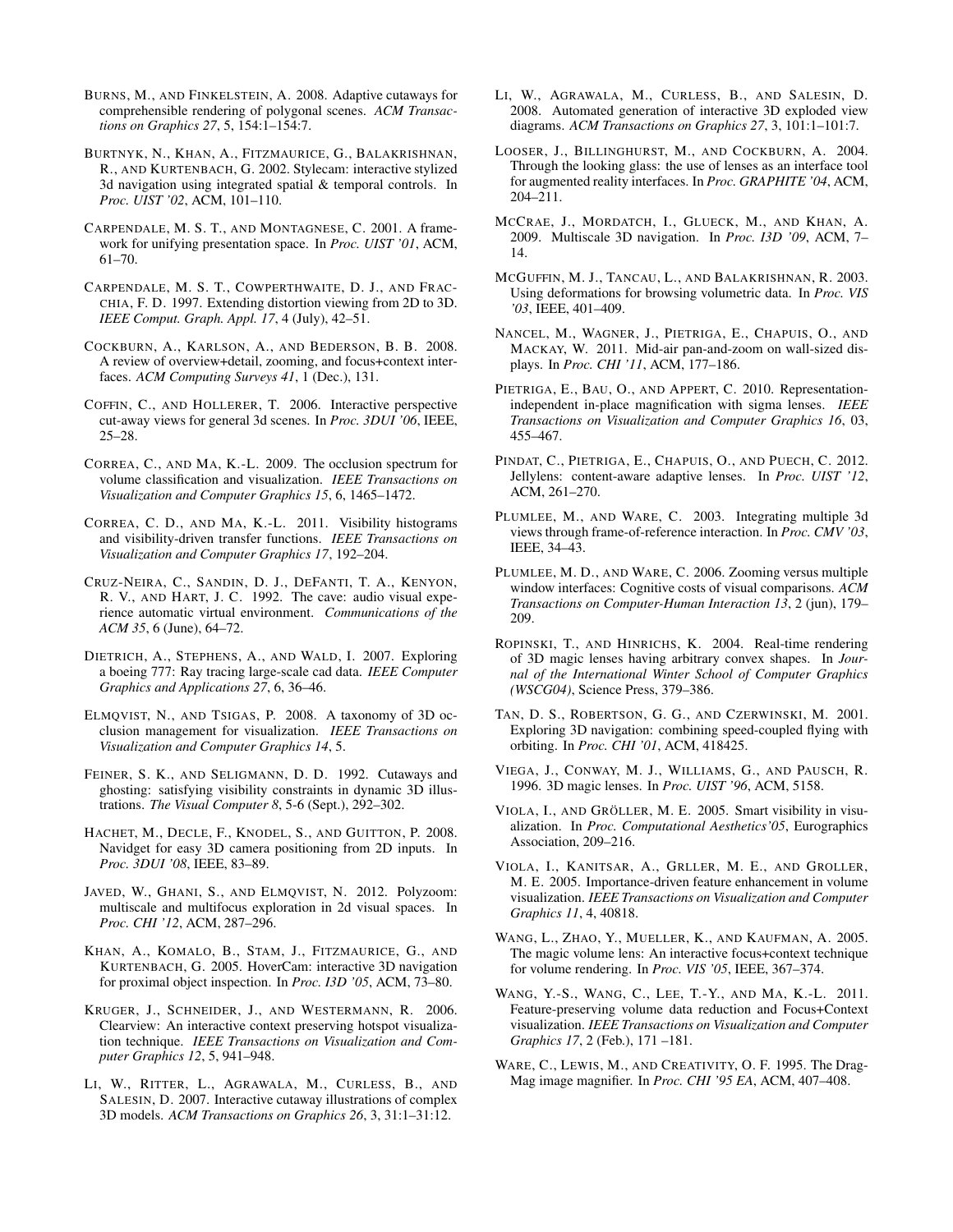BURNS, M., AND FINKELSTEIN, A. 2008. Adaptive cutaways for comprehensible rendering of polygonal scenes. *ACM Transactions on Graphics 27*, 5, 154:1–154:7.

BURTNYK, N., KHAN, A., FITZMAURICE, G., BALAKRISHNAN, R., AND KURTENBACH, G. 2002. Stylecam: interactive stylized 3d navigation using integrated spatial & temporal controls. In *Proc. UIST '02*, ACM, 101–110.

CARPENDALE, M. S. T., AND MONTAGNESE, C. 2001. A framework for unifying presentation space. In *Proc. UIST '01*, ACM, 61–70.

CARPENDALE, M. S. T., COWPERTHWAITE, D. J., AND FRACCHIA, F. D. 1997. Extending distortion viewing from 2D to 3D. *IEEE Comput. Graph. Appl. 17*, 4 (July), 42–51.

COCKBURN, A., KARLSON, A., AND BEDERSON, B. B. 2008. A review of overview+detail, zooming, and focus+context interfaces. *ACM Computing Surveys 41*, 1 (Dec.), 131.

COFFIN, C., AND HOLLERER, T. 2006. Interactive perspective cut-away views for general 3d scenes. In *Proc. 3DUI '06*, IEEE, 25–28.

CORREA, C., AND MA, K.-L. 2009. The occlusion spectrum for volume classification and visualization. *IEEE Transactions on Visualization and Computer Graphics 15*, 6, 1465–1472.

CORREA, C. D., AND MA, K.-L. 2011. Visibility histograms and visibility-driven transfer functions. *IEEE Transactions on Visualization and Computer Graphics 17*, 192–204.

CRUZ-NEIRA, C., SANDIN, D. J., DEFANTI, T. A., KENYON, R. V., AND HART, J. C. 1992. The cave: audio visual experience automatic virtual environment. *Communications of the ACM 35*, 6 (June), 64–72.

DIETRICH, A., STEPHENS, A., AND WALD, I. 2007. Exploring a boeing 777: Ray tracing large-scale cad data. *IEEE Computer Graphics and Applications 27*, 6, 36–46.

ELMQVIST, N., AND TSIGAS, P. 2008. A taxonomy of 3D occlusion management for visualization. *IEEE Transactions on Visualization and Computer Graphics 14*, 5.

FEINER, S. K., AND SELIGMANN, D. D. 1992. Cutaways and ghosting: satisfying visibility constraints in dynamic 3D illustrations. *The Visual Computer 8*, 5-6 (Sept.), 292–302.

HACHET, M., DECLE, F., KNODEL, S., AND GUITTON, P. 2008. Navidget for easy 3D camera positioning from 2D inputs. In *Proc. 3DUI '08*, IEEE, 83–89.

JAVED, W., GHANI, S., AND ELMQVIST, N. 2012. Polyzoom: multiscale and multifocus exploration in 2d visual spaces. In *Proc. CHI '12*, ACM, 287–296.

KHAN, A., KOMALO, B., STAM, J., FITZMAURICE, G., AND KURTENBACH, G. 2005. HoverCam: interactive 3D navigation for proximal object inspection. In *Proc. I3D '05*, ACM, 73–80.

KRUGER, J., SCHNEIDER, J., AND WESTERMANN, R. 2006. Clearview: An interactive context preserving hotspot visualization technique. *IEEE Transactions on Visualization and Computer Graphics 12*, 5, 941–948.

LI, W., RITTER, L., AGRAWALA, M., CURLESS, B., AND SALESIN, D. 2007. Interactive cutaway illustrations of complex 3D models. *ACM Transactions on Graphics 26*, 3, 31:1–31:12.

LI, W., AGRAWALA, M., CURLESS, B., AND SALESIN, D. 2008. Automated generation of interactive 3D exploded view diagrams. *ACM Transactions on Graphics 27*, 3, 101:1–101:7.

LOOSER, J., BILLINGHURST, M., AND COCKBURN, A. 2004. Through the looking glass: the use of lenses as an interface tool for augmented reality interfaces. In *Proc. GRAPHITE '04*, ACM, 204–211.

MCCRAE, J., MORDATCH, I., GLUECK, M., AND KHAN, A. 2009. Multiscale 3D navigation. In *Proc. I3D '09*, ACM, 7–14.

MCGUFFIN, M. J., TANCAU, L., AND BALAKRISHNAN, R. 2003. Using deformations for browsing volumetric data. In *Proc. VIS '03*, IEEE, 401–409.

NANCEL, M., WAGNER, J., PIETRIGA, E., CHAPUIS, O., AND MACKAY, W. 2011. Mid-air pan-and-zoom on wall-sized displays. In *Proc. CHI '11*, ACM, 177–186.

PIETRIGA, E., BAU, O., AND APPERT, C. 2010. Representation-independent in-place magnification with sigma lenses. *IEEE Transactions on Visualization and Computer Graphics 16*, 03, 455–467.

PINDAT, C., PIETRIGA, E., CHAPUIS, O., AND PUECH, C. 2012. Jellylens: content-aware adaptive lenses. In *Proc. UIST '12*, ACM, 261–270.

PLUMLEE, M., AND WARE, C. 2003. Integrating multiple 3d views through frame-of-reference interaction. In *Proc. CMV '03*, IEEE, 34–43.

PLUMLEE, M. D., AND WARE, C. 2006. Zooming versus multiple window interfaces: Cognitive costs of visual comparisons. *ACM Transactions on Computer-Human Interaction 13*, 2 (jun), 179–209.

ROPINSKI, T., AND HINRICHS, K. 2004. Real-time rendering of 3D magic lenses having arbitrary convex shapes. In *Journal of the International Winter School of Computer Graphics (WSCG04)*, Science Press, 379–386.

TAN, D. S., ROBERTSON, G. G., AND CZERWINSKI, M. 2001. Exploring 3D navigation: combining speed-coupled flying with orbiting. In *Proc. CHI '01*, ACM, 418425.

VIEGA, J., CONWAY, M. J., WILLIAMS, G., AND PAUSCH, R. 1996. 3D magic lenses. In *Proc. UIST '96*, ACM, 5158.

VIOLA, I., AND GRÖLLER, M. E. 2005. Smart visibility in visualization. In *Proc. Computational Aesthetics'05*, Eurographics Association, 209–216.

VIOLA, I., KANITSAR, A., GRLLER, M. E., AND GROLLER, M. E. 2005. Importance-driven feature enhancement in volume visualization. *IEEE Transactions on Visualization and Computer Graphics 11*, 4, 40818.

WANG, L., ZHAO, Y., MUELLER, K., AND KAUFMAN, A. 2005. The magic volume lens: An interactive focus+context technique for volume rendering. In *Proc. VIS '05*, IEEE, 367–374.

WANG, Y.-S., WANG, C., LEE, T.-Y., AND MA, K.-L. 2011. Feature-preserving volume data reduction and Focus+Context visualization. *IEEE Transactions on Visualization and Computer Graphics 17*, 2 (Feb.), 171 –181.

WARE, C., LEWIS, M., AND CREATIVITY, O. F. 1995. The DragMag image magnifier. In *Proc. CHI '95 EA*, ACM, 407–408.